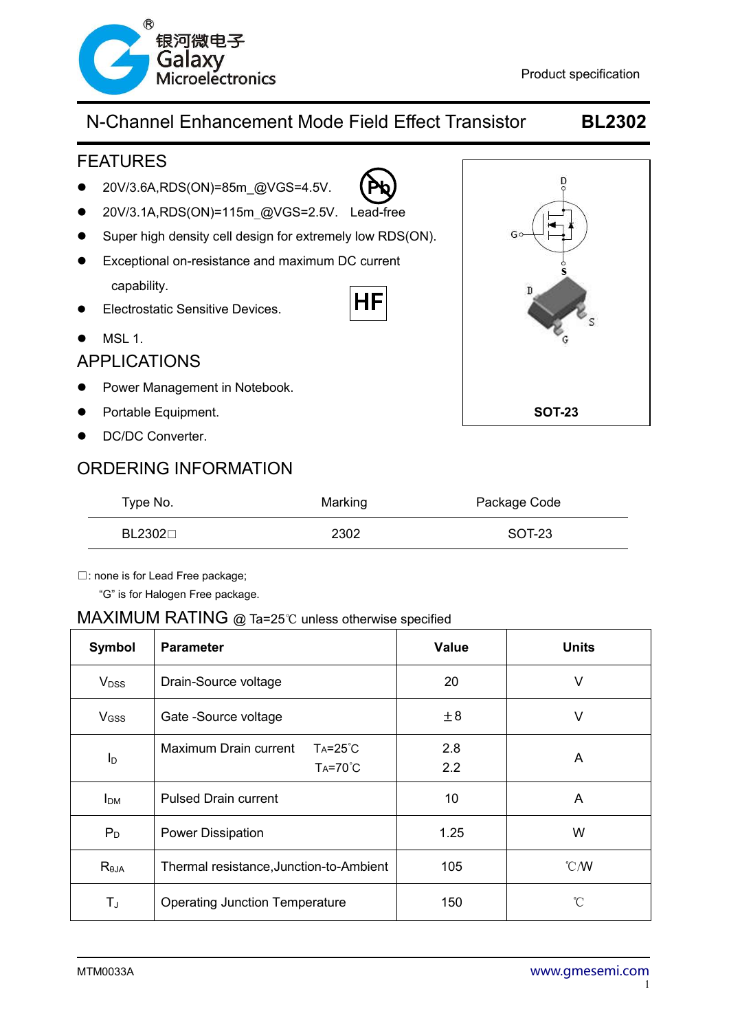银河微电子
Galaxy
Microelectronics

Product specification

# N-Channel Enhancement Mode Field Effect Transistor **BL2302**

## FEATURES

- 20V/3.6A,RDS(ON)=85m_@VGS=4.5V.
- 20V/3.1A,RDS(ON)=115m_@VGS=2.5V. Lead-free
- Super high density cell design for extremely low RDS(ON).
- Exceptional on-resistance and maximum DC current capability.
- Electrostatic Sensitive Devices.
- MSL 1.

HF

SOT-23

## APPLICATIONS

- Power Management in Notebook.
- Portable Equipment.
- DC/DC Converter.

## ORDERING INFORMATION

| Type No. | Marking | Package Code |
|---|---|---|
| BL2302□ | 2302 | SOT-23 |

□: none is for Lead Free package;
"G" is for Halogen Free package.

## MAXIMUM RATING @ Ta=25℃ unless otherwise specified

| Symbol | Parameter | Value | Units |
|---|---|---|---|
| $V_{DSS}$ | Drain-Source voltage | 20 | V |
| $V_{GSS}$ | Gate -Source voltage | ±8 | V |
| $I_D$ | Maximum Drain current $T_A$=25℃<br>$T_A$=70℃ | 2.8<br>2.2 | A |
| $I_{DM}$ | Pulsed Drain current | 10 | A |
| $P_D$ | Power Dissipation | 1.25 | W |
| $R_{\theta JA}$ | Thermal resistance,Junction-to-Ambient | 105 | ℃/W |
| $T_J$ | Operating Junction Temperature | 150 | ℃ |

MTM0033A www.gmesemi.com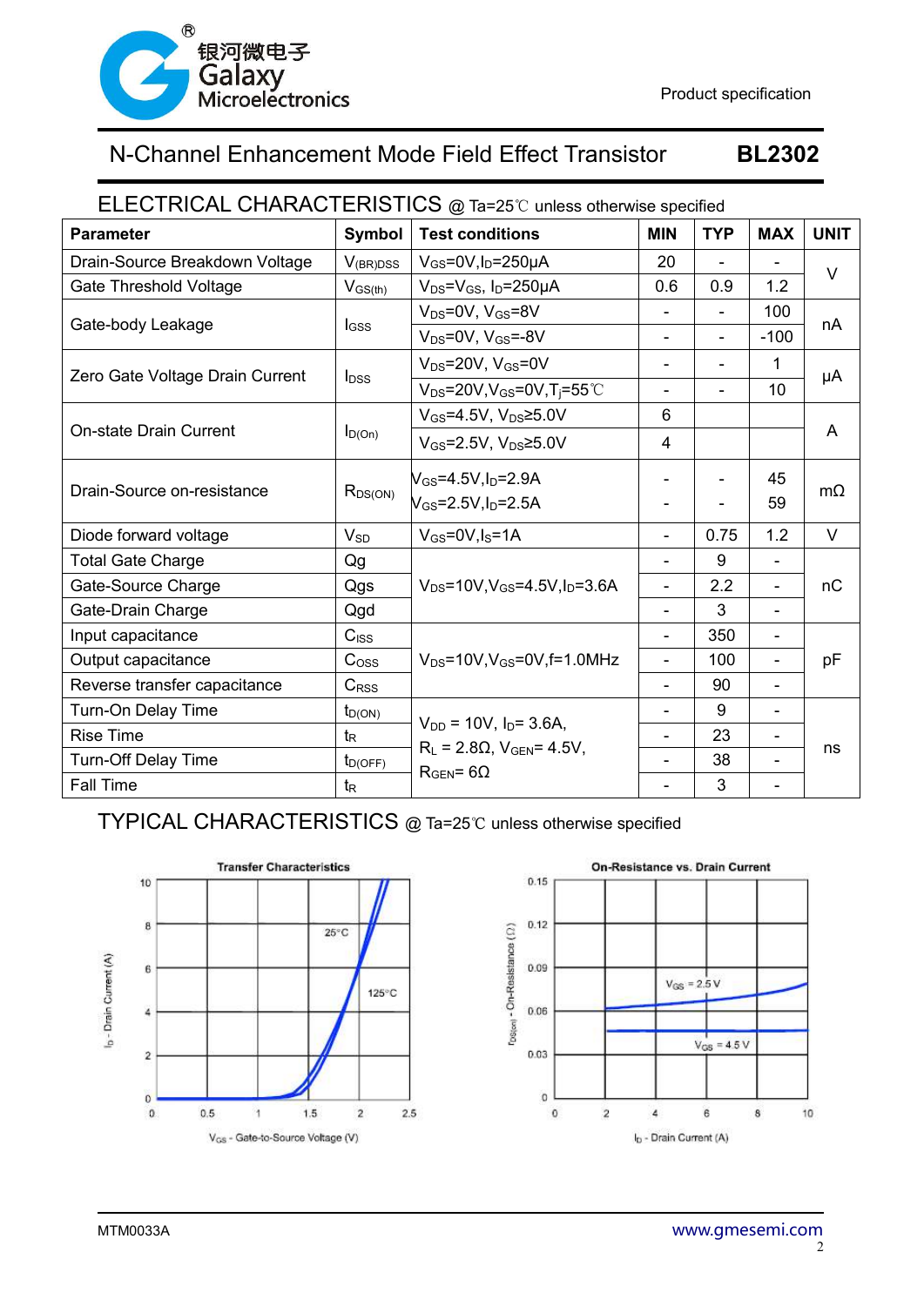# N-Channel Enhancement Mode Field Effect Transistor **BL2302**

## ELECTRICAL CHARACTERISTICS @ Ta=25℃ unless otherwise specified

| Parameter | Symbol | Test conditions | MIN | TYP | MAX | UNIT |
|---|---|---|---|---|---|---|
| Drain-Source Breakdown Voltage | $V_{(BR)DSS}$ | $V_{GS}$=0V,$I_D$=250μA | 20 | - | - | V |
| Gate Threshold Voltage | $V_{GS(th)}$ | $V_{DS}$=$V_{GS}$, $I_D$=250μA | 0.6 | 0.9 | 1.2 | V |
| Gate-body Leakage | $I_{GSS}$ | $V_{DS}$=0V, $V_{GS}$=8V | - | - | 100 | nA |
| | | $V_{DS}$=0V, $V_{GS}$=-8V | - | - | -100 | |
| Zero Gate Voltage Drain Current | $I_{DSS}$ | $V_{DS}$=20V, $V_{GS}$=0V | - | - | 1 | μA |
| | | $V_{DS}$=20V,$V_{GS}$=0V,$T_j$=55℃ | - | - | 10 | |
| On-state Drain Current | $I_{D(On)}$ | $V_{GS}$=4.5V, $V_{DS}$≥5.0V | 6 | | | A |
| | | $V_{GS}$=2.5V, $V_{DS}$≥5.0V | 4 | | | |
| Drain-Source on-resistance | $R_{DS(ON)}$ | $V_{GS}$=4.5V,$I_D$=2.9A | - | - | 45 | mΩ |
| | | $V_{GS}$=2.5V,$I_D$=2.5A | - | - | 59 | |
| Diode forward voltage | $V_{SD}$ | $V_{GS}$=0V,$I_S$=1A | - | 0.75 | 1.2 | V |
| Total Gate Charge | Qg | $V_{DS}$=10V,$V_{GS}$=4.5V,$I_D$=3.6A | - | 9 | - | nC |
| Gate-Source Charge | Qgs | | - | 2.2 | - | |
| Gate-Drain Charge | Qgd | | - | 3 | - | |
| Input capacitance | $C_{ISS}$ | $V_{DS}$=10V,$V_{GS}$=0V,f=1.0MHz | - | 350 | - | pF |
| Output capacitance | $C_{OSS}$ | | - | 100 | - | |
| Reverse transfer capacitance | $C_{RSS}$ | | - | 90 | - | |
| Turn-On Delay Time | $t_{D(ON)}$ | $V_{DD}$ = 10V, $I_D$= 3.6A, $R_L$ = 2.8Ω, $V_{GEN}$= 4.5V, $R_{GEN}$= 6Ω | - | 9 | - | ns |
| Rise Time | $t_R$ | | - | 23 | - | |
| Turn-Off Delay Time | $t_{D(OFF)}$ | | - | 38 | - | |
| Fall Time | $t_R$ | | - | 3 | - | |

## TYPICAL CHARACTERISTICS @ Ta=25℃ unless otherwise specified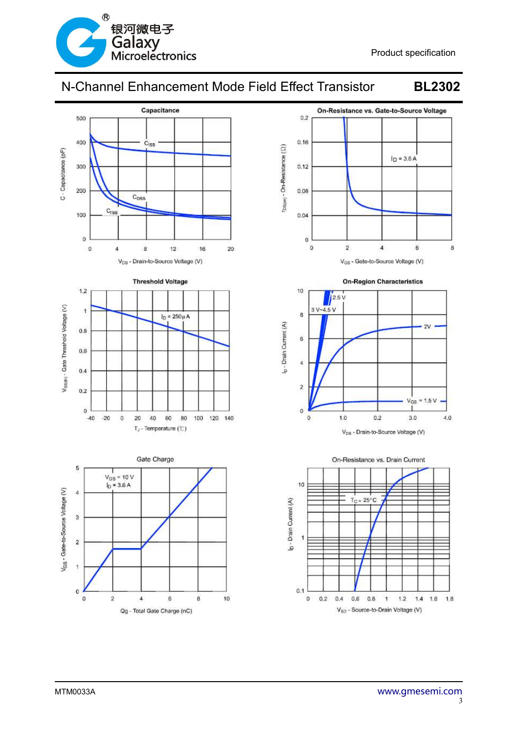# N-Channel Enhancement Mode Field Effect Transistor BL2302

Product specification

**Capacitance**

C - Capacitance (pF)

$C_{iss}$

$C_{oss}$

$C_{rss}$

$V_{DS}$ - Drain-to-Source Voltage (V)

**On-Resistance vs. Gate-to-Source Voltage**

$r_{DS(on)}$ - On-Resistance (Ω)

$I_D$ = 3.6 A

$V_{GS}$ - Gate-to-Source Voltage (V)

**Threshold Voltage**

$V_{GS(th)}$ - Gate Threshold Voltage (V)

$I_D$ = 250 μA

$T_J$ - Temperature (℃)

**On-Region Characteristics**

$I_D$ - Drain Current (A)

2.5 V

3 V~4.5 V

2V

$V_{GS}$ = 1.5 V

$V_{DS}$ - Drain-to-Source Voltage (V)

**Gate Charge**

$V_{GS}$ - Gate-to-Source Voltage (V)

$V_{DS}$ = 10 V

$I_D$ = 3.6 A

Qg - Total Gate Charge (nC)

**On-Resistance vs. Drain Current**

$I_D$ - Drain Current (A)

$T_C$ = 25°C

$V_{SD}$ - Source-to-Drain Voltage (V)

MTM0033A

www.gmesemi.com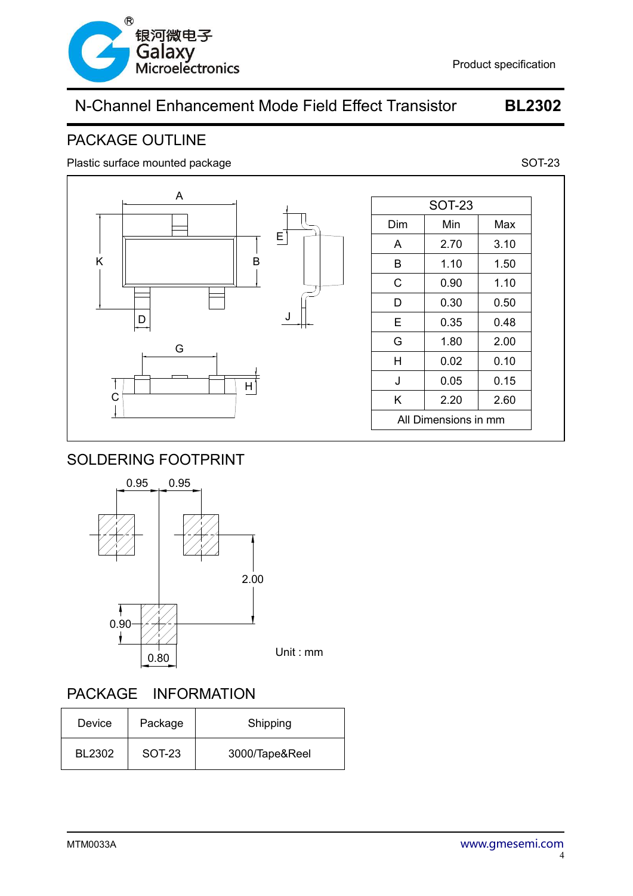# N-Channel Enhancement Mode Field Effect Transistor **BL2302**

## PACKAGE OUTLINE

Plastic surface mounted package

SOT-23

A
K
B
D
E
J
G
C
H

| SOT-23 | | |
|---|---|---|
| Dim | Min | Max |
| A | 2.70 | 3.10 |
| B | 1.10 | 1.50 |
| C | 0.90 | 1.10 |
| D | 0.30 | 0.50 |
| E | 0.35 | 0.48 |
| G | 1.80 | 2.00 |
| H | 0.02 | 0.10 |
| J | 0.05 | 0.15 |
| K | 2.20 | 2.60 |
| All Dimensions in mm | | |

## SOLDERING FOOTPRINT

0.95
0.95
2.00
0.90
0.80

Unit : mm

## PACKAGE INFORMATION

| Device | Package | Shipping |
|---|---|---|
| BL2302 | SOT-23 | 3000/Tape&Reel |

MTM0033A

www.gmesemi.com